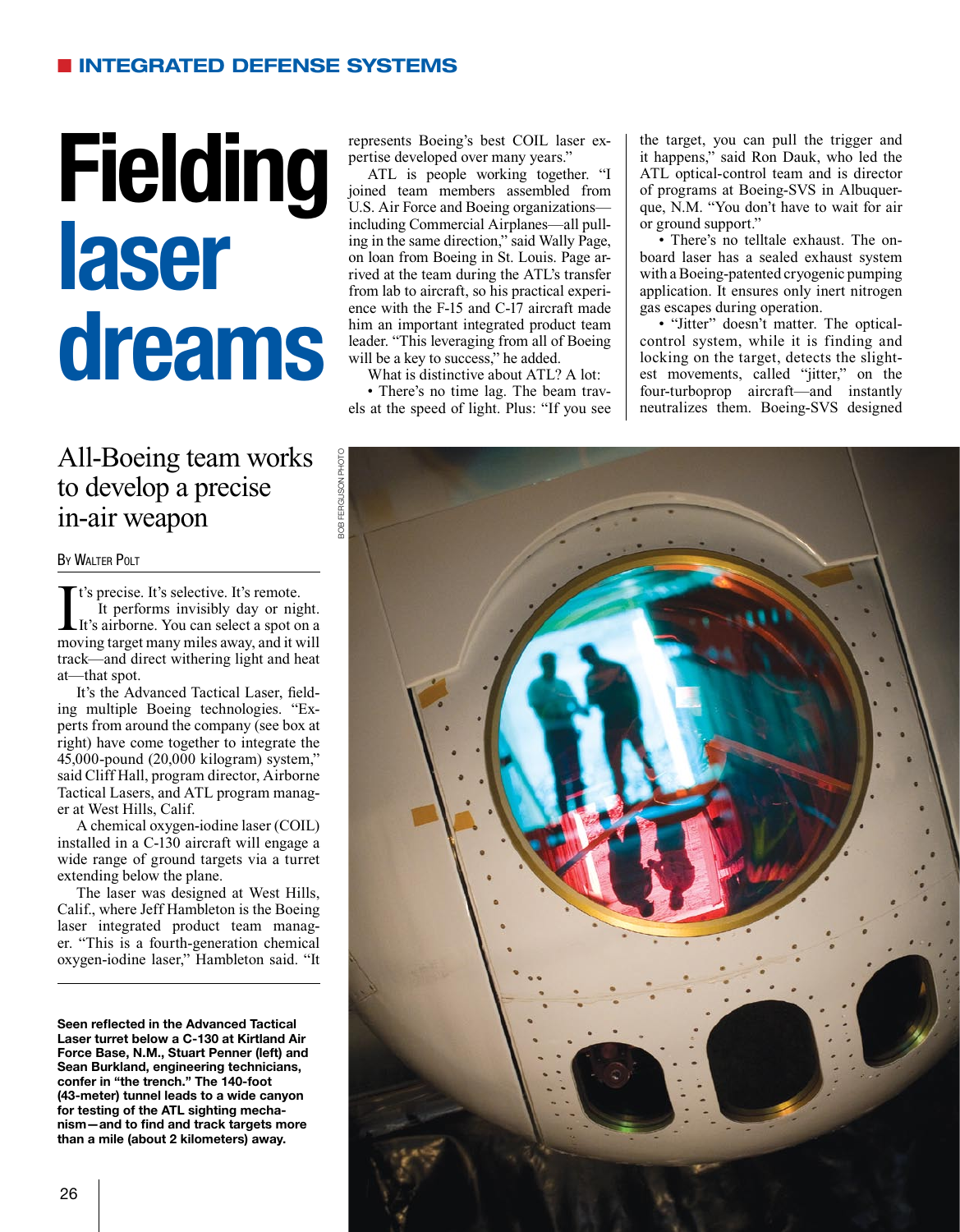# Fielding laser dreams

## All-Boeing team works to develop a precise in-air weapon

By Walter Polt

It's precise. It's selective. It's remote.

It performs invisibly day or night. It's airborne. You can select a spot on a moving target many miles away, and it will track—and direct withering light and heat at—that spot.

It's the Advanced Tactical Laser, fielding multiple Boeing technologies. "Experts from around the company (see box at right) have come together to integrate the 45,000-pound (20,000 kilogram) system," said Cliff Hall, program director, Airborne Tactical Lasers, and ATL program manager at West Hills, Calif.

A chemical oxygen-iodine laser (COIL) installed in a C-130 aircraft will engage a wide range of ground targets via a turret extending below the plane.

The laser was designed at West Hills, Calif., where Jeff Hambleton is the Boeing laser integrated product team manager. "This is a fourth-generation chemical oxygen-iodine laser," Hambleton said. "It represents Boeing's best COIL laser expertise developed over many years."

ATL is people working together. "I joined team members assembled from U.S. Air Force and Boeing organizations—including Commercial Airplanes—all pulling in the same direction," said Wally Page, on loan from Boeing in St. Louis. Page arrived at the team during the ATL's transfer from lab to aircraft, so his practical experience with the F-15 and C-17 aircraft made him an important integrated product team leader. "This leveraging from all of Boeing will be a key to success," he added.

What is distinctive about ATL? A lot:

- There's no time lag. The beam travels at the speed of light. Plus: "If you see the target, you can pull the trigger and it happens," said Ron Dauk, who led the ATL optical-control team and is director of programs at Boeing-SVS in Albuquerque, N.M. "You don't have to wait for air or ground support."
- There's no telltale exhaust. The onboard laser has a sealed exhaust system with a Boeing-patented cryogenic pumping application. It ensures only inert nitrogen gas escapes during operation.
- "Jitter" doesn't matter. The optical-control system, while it is finding and locking on the target, detects the slightest movements, called "jitter," on the four-turboprop aircraft—and instantly neutralizes them. Boeing-SVS designed

BOB FERGUSON PHOTO

**Seen reflected in the Advanced Tactical Laser turret below a C-130 at Kirtland Air Force Base, N.M., Stuart Penner (left) and Sean Burkland, engineering technicians, confer in "the trench." The 140-foot (43-meter) tunnel leads to a wide canyon for testing of the ATL sighting mechanism—and to find and track targets more than a mile (about 2 kilometers) away.**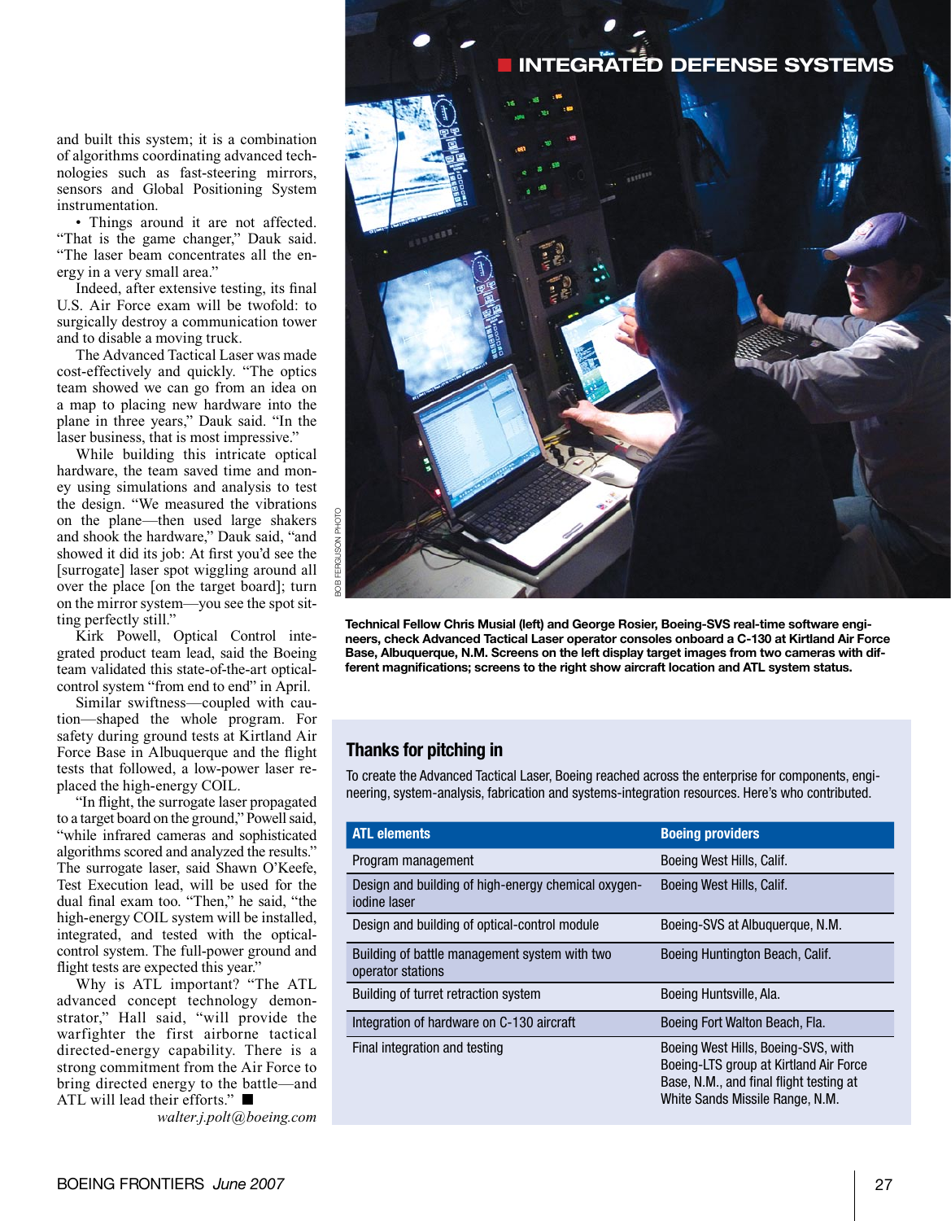## INTEGRATED DEFENSE SYSTEMS

and built this system; it is a combination of algorithms coordinating advanced technologies such as fast-steering mirrors, sensors and Global Positioning System instrumentation.

• Things around it are not affected. "That is the game changer," Dauk said. "The laser beam concentrates all the energy in a very small area."

Indeed, after extensive testing, its final U.S. Air Force exam will be twofold: to surgically destroy a communication tower and to disable a moving truck.

The Advanced Tactical Laser was made cost-effectively and quickly. "The optics team showed we can go from an idea on a map to placing new hardware into the plane in three years," Dauk said. "In the laser business, that is most impressive."

While building this intricate optical hardware, the team saved time and money using simulations and analysis to test the design. "We measured the vibrations on the plane—then used large shakers and shook the hardware," Dauk said, "and showed it did its job: At first you'd see the [surrogate] laser spot wiggling around all over the place [on the target board]; turn on the mirror system—you see the spot sitting perfectly still."

Kirk Powell, Optical Control integrated product team lead, said the Boeing team validated this state-of-the-art optical-control system "from end to end" in April.

Similar swiftness—coupled with caution—shaped the whole program. For safety during ground tests at Kirtland Air Force Base in Albuquerque and the flight tests that followed, a low-power laser replaced the high-energy COIL.

"In flight, the surrogate laser propagated to a target board on the ground," Powell said, "while infrared cameras and sophisticated algorithms scored and analyzed the results." The surrogate laser, said Shawn O'Keefe, Test Execution lead, will be used for the dual final exam too. "Then," he said, "the high-energy COIL system will be installed, integrated, and tested with the optical-control system. The full-power ground and flight tests are expected this year."

Why is ATL important? "The ATL advanced concept technology demonstrator," Hall said, "will provide the warfighter the first airborne tactical directed-energy capability. There is a strong commitment from the Air Force to bring directed energy to the battle—and ATL will lead their efforts." ■

*walter.j.polt@boeing.com*

BOB FERGUSON PHOTO

**Technical Fellow Chris Musial (left) and George Rosier, Boeing-SVS real-time software engineers, check Advanced Tactical Laser operator consoles onboard a C-130 at Kirtland Air Force Base, Albuquerque, N.M. Screens on the left display target images from two cameras with different magnifications; screens to the right show aircraft location and ATL system status.**

### Thanks for pitching in

To create the Advanced Tactical Laser, Boeing reached across the enterprise for components, engineering, system-analysis, fabrication and systems-integration resources. Here's who contributed.

| ATL elements | Boeing providers |
|---|---|
| Program management | Boeing West Hills, Calif. |
| Design and building of high-energy chemical oxygen-iodine laser | Boeing West Hills, Calif. |
| Design and building of optical-control module | Boeing-SVS at Albuquerque, N.M. |
| Building of battle management system with two operator stations | Boeing Huntington Beach, Calif. |
| Building of turret retraction system | Boeing Huntsville, Ala. |
| Integration of hardware on C-130 aircraft | Boeing Fort Walton Beach, Fla. |
| Final integration and testing | Boeing West Hills, Boeing-SVS, with Boeing-LTS group at Kirtland Air Force Base, N.M., and final flight testing at White Sands Missile Range, N.M. |